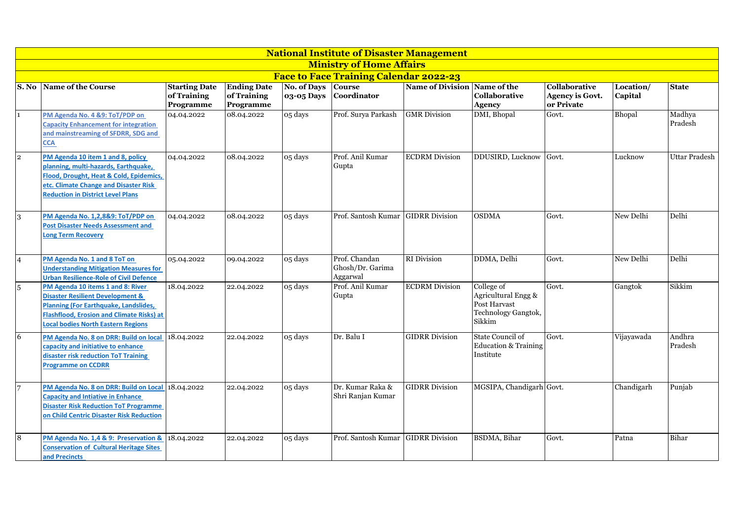# National Institute of Disaster Management

## Ministry of Home Affairs

### Face to Face Training Calendar 2022-23

| S. No | Name of the Course | Starting Date of Training Programme | Ending Date of Training Programme | No. of Days 03-05 Days | Course Coordinator | Name of Division | Name of the Collaborative Agency | Collaborative Agency is Govt. or Private | Location/ Capital | State |
|---|---|---|---|---|---|---|---|---|---|---|
| 1 | PM Agenda No. 4 &9: ToT/PDP on Capacity Enhancement for integration and mainstreaming of SFDRR, SDG and CCA | 04.04.2022 | 08.04.2022 | 05 days | Prof. Surya Parkash | GMR Division | DMI, Bhopal | Govt. | Bhopal | Madhya Pradesh |
| 2 | PM Agenda 10 item 1 and 8, policy planning, multi-hazards, Earthquake, Flood, Drought, Heat & Cold, Epidemics, etc. Climate Change and Disaster Risk Reduction in District Level Plans | 04.04.2022 | 08.04.2022 | 05 days | Prof. Anil Kumar Gupta | ECDRM Division | DDUSIRD, Lucknow | Govt. | Lucknow | Uttar Pradesh |
| 3 | PM Agenda No. 1,2,8&9: ToT/PDP on Post Disaster Needs Assessment and Long Term Recovery | 04.04.2022 | 08.04.2022 | 05 days | Prof. Santosh Kumar | GIDRR Division | OSDMA | Govt. | New Delhi | Delhi |
| 4 | PM Agenda No. 1 and 8 ToT on Understanding Mitigation Measures for Urban Resilience-Role of Civil Defence | 05.04.2022 | 09.04.2022 | 05 days | Prof. Chandan Ghosh/Dr. Garima Aggarwal | RI Division | DDMA, Delhi | Govt. | New Delhi | Delhi |
| 5 | PM Agenda 10 items 1 and 8: River Disaster Resilient Development & Planning (For Earthquake, Landslides, Flashflood, Erosion and Climate Risks) at Local bodies North Eastern Regions | 18.04.2022 | 22.04.2022 | 05 days | Prof. Anil Kumar Gupta | ECDRM Division | College of Agricultural Engg & Post Harvast Technology Gangtok, Sikkim | Govt. | Gangtok | Sikkim |
| 6 | PM Agenda No. 8 on DRR: Build on local capacity and initiative to enhance disaster risk reduction ToT Training Programme on CCDRR | 18.04.2022 | 22.04.2022 | 05 days | Dr. Balu I | GIDRR Division | State Council of Education & Training Institute | Govt. | Vijayawada | Andhra Pradesh |
| 7 | PM Agenda No. 8 on DRR: Build on Local Capacity and Intiative in Enhance Disaster Risk Reduction ToT Programme on Child Centric Disaster Risk Reduction | 18.04.2022 | 22.04.2022 | 05 days | Dr. Kumar Raka & Shri Ranjan Kumar | GIDRR Division | MGSIPA, Chandigarh | Govt. | Chandigarh | Punjab |
| 8 | PM Agenda No. 1,4 & 9: Preservation & Conservation of Cultural Heritage Sites and Precincts | 18.04.2022 | 22.04.2022 | 05 days | Prof. Santosh Kumar | GIDRR Division | BSDMA, Bihar | Govt. | Patna | Bihar |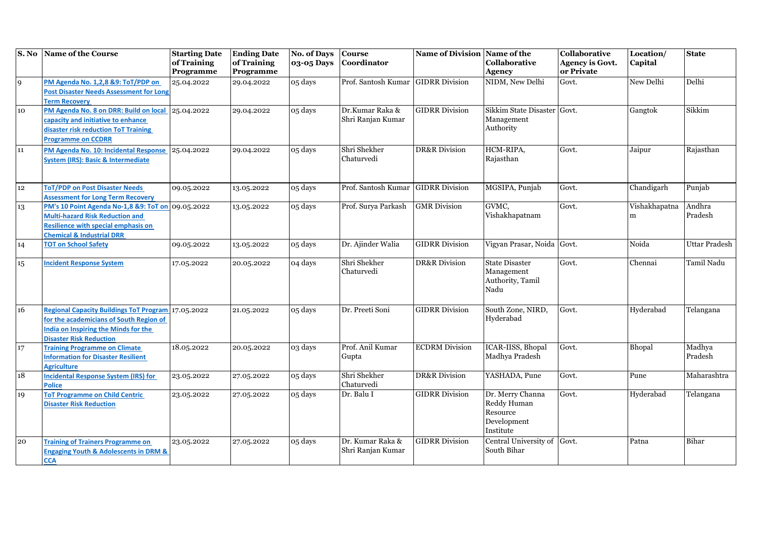| S. No | Name of the Course | Starting Date of Training Programme | Ending Date of Training Programme | No. of Days 03-05 Days | Course Coordinator | Name of Division | Name of the Collaborative Agency | Collaborative Agency is Govt. or Private | Location/ Capital | State |
|---|---|---|---|---|---|---|---|---|---|---|
| 9 | PM Agenda No. 1,2,8 &9: ToT/PDP on Post Disaster Needs Assessment for Long Term Recovery | 25.04.2022 | 29.04.2022 | 05 days | Prof. Santosh Kumar | GIDRR Division | NIDM, New Delhi | Govt. | New Delhi | Delhi |
| 10 | PM Agenda No. 8 on DRR: Build on local capacity and initiative to enhance disaster risk reduction ToT Training Programme on CCDRR | 25.04.2022 | 29.04.2022 | 05 days | Dr.Kumar Raka & Shri Ranjan Kumar | GIDRR Division | Sikkim State Disaster Management Authority | Govt. | Gangtok | Sikkim |
| 11 | PM Agenda No. 10: Incidental Response System (IRS): Basic & Intermediate | 25.04.2022 | 29.04.2022 | 05 days | Shri Shekher Chaturvedi | DR&R Division | HCM-RIPA, Rajasthan | Govt. | Jaipur | Rajasthan |
| 12 | ToT/PDP on Post Disaster Needs Assessment for Long Term Recovery | 09.05.2022 | 13.05.2022 | 05 days | Prof. Santosh Kumar | GIDRR Division | MGSIPA, Punjab | Govt. | Chandigarh | Punjab |
| 13 | PM's 10 Point Agenda No-1,8 &9: ToT on Multi-hazard Risk Reduction and Resilience with special emphasis on Chemical & Industrial DRR | 09.05.2022 | 13.05.2022 | 05 days | Prof. Surya Parkash | GMR Division | GVMC, Vishakhapatnam | Govt. | Vishakhapatnam | Andhra Pradesh |
| 14 | TOT on School Safety | 09.05.2022 | 13.05.2022 | 05 days | Dr. Ajinder Walia | GIDRR Division | Vigyan Prasar, Noida | Govt. | Noida | Uttar Pradesh |
| 15 | Incident Response System | 17.05.2022 | 20.05.2022 | 04 days | Shri Shekher Chaturvedi | DR&R Division | State Disaster Management Authority, Tamil Nadu | Govt. | Chennai | Tamil Nadu |
| 16 | Regional Capacity Buildings ToT Program for the academicians of South Region of India on Inspiring the Minds for the Disaster Risk Reduction | 17.05.2022 | 21.05.2022 | 05 days | Dr. Preeti Soni | GIDRR Division | South Zone, NIRD, Hyderabad | Govt. | Hyderabad | Telangana |
| 17 | Training Programme on Climate Information for Disaster Resilient Agriculture | 18.05.2022 | 20.05.2022 | 03 days | Prof. Anil Kumar Gupta | ECDRM Division | ICAR-IISS, Bhopal Madhya Pradesh | Govt. | Bhopal | Madhya Pradesh |
| 18 | Incidental Response System (IRS) for Police | 23.05.2022 | 27.05.2022 | 05 days | Shri Shekher Chaturvedi | DR&R Division | YASHADA, Pune | Govt. | Pune | Maharashtra |
| 19 | ToT Programme on Child Centric Disaster Risk Reduction | 23.05.2022 | 27.05.2022 | 05 days | Dr. Balu I | GIDRR Division | Dr. Merry Channa Reddy Human Resource Development Institute | Govt. | Hyderabad | Telangana |
| 20 | Training of Trainers Programme on Engaging Youth & Adolescents in DRM & CCA | 23.05.2022 | 27.05.2022 | 05 days | Dr. Kumar Raka & Shri Ranjan Kumar | GIDRR Division | Central University of South Bihar | Govt. | Patna | Bihar |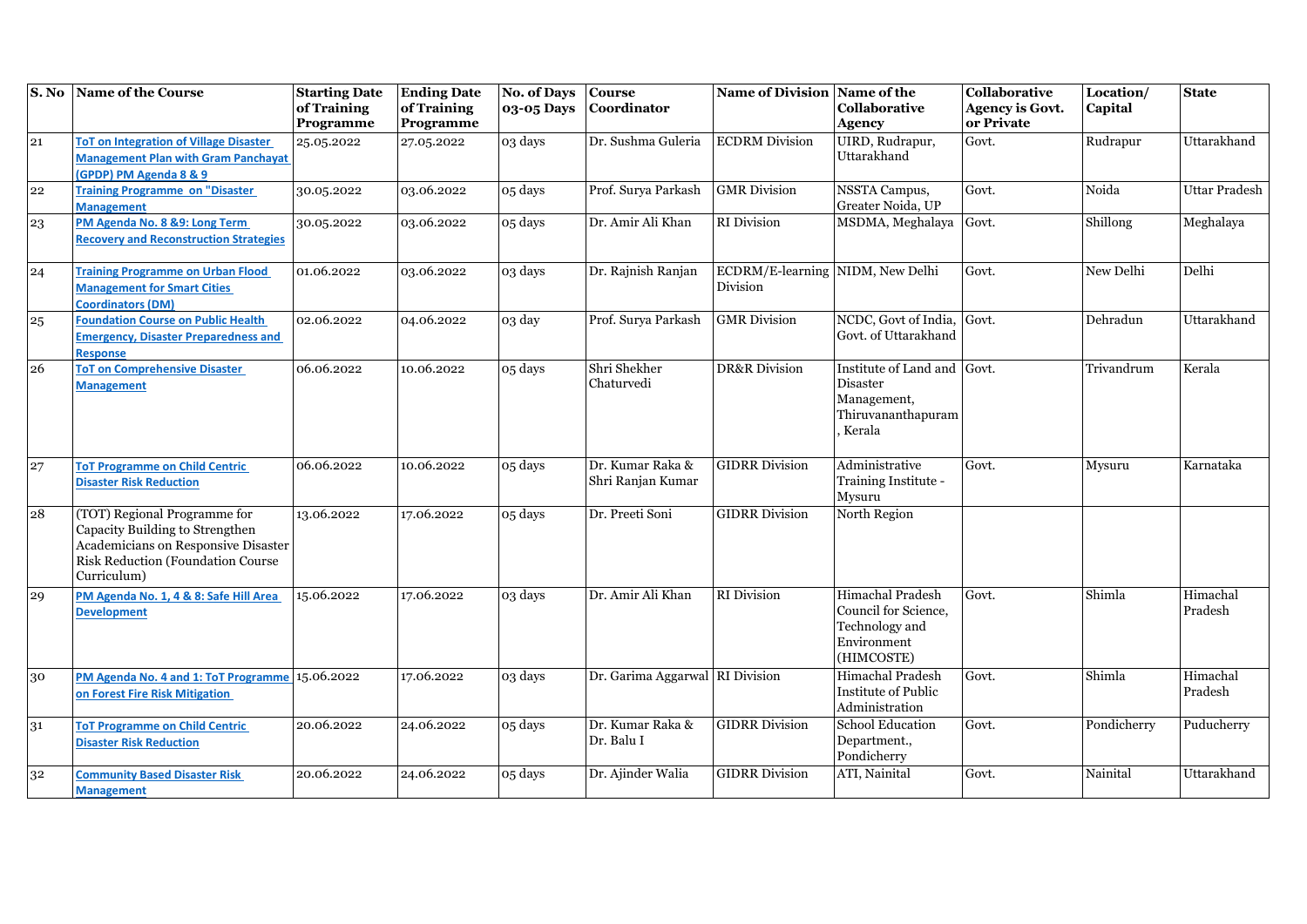| S. No | Name of the Course | Starting Date of Training Programme | Ending Date of Training Programme | No. of Days 03-05 Days | Course Coordinator | Name of Division | Name of the Collaborative Agency | Collaborative Agency is Govt. or Private | Location/ Capital | State |
|---|---|---|---|---|---|---|---|---|---|---|
| 21 | ToT on Integration of Village Disaster Management Plan with Gram Panchayat (GPDP) PM Agenda 8 & 9 | 25.05.2022 | 27.05.2022 | 03 days | Dr. Sushma Guleria | ECDRM Division | UIRD, Rudrapur, Uttarakhand | Govt. | Rudrapur | Uttarakhand |
| 22 | Training Programme on "Disaster Management | 30.05.2022 | 03.06.2022 | 05 days | Prof. Surya Parkash | GMR Division | NSSTA Campus, Greater Noida, UP | Govt. | Noida | Uttar Pradesh |
| 23 | PM Agenda No. 8 &9: Long Term Recovery and Reconstruction Strategies | 30.05.2022 | 03.06.2022 | 05 days | Dr. Amir Ali Khan | RI Division | MSDMA, Meghalaya | Govt. | Shillong | Meghalaya |
| 24 | Training Programme on Urban Flood Management for Smart Cities Coordinators (DM) | 01.06.2022 | 03.06.2022 | 03 days | Dr. Rajnish Ranjan | ECDRM/E-learning Division | NIDM, New Delhi | Govt. | New Delhi | Delhi |
| 25 | Foundation Course on Public Health Emergency, Disaster Preparedness and Response | 02.06.2022 | 04.06.2022 | 03 day | Prof. Surya Parkash | GMR Division | NCDC, Govt of India, Govt. of Uttarakhand | Govt. | Dehradun | Uttarakhand |
| 26 | ToT on Comprehensive Disaster Management | 06.06.2022 | 10.06.2022 | 05 days | Shri Shekher Chaturvedi | DR&R Division | Institute of Land and Disaster Management, Thiruvananthapuram, Kerala | Govt. | Trivandrum | Kerala |
| 27 | ToT Programme on Child Centric Disaster Risk Reduction | 06.06.2022 | 10.06.2022 | 05 days | Dr. Kumar Raka & Shri Ranjan Kumar | GIDRR Division | Administrative Training Institute - Mysuru | Govt. | Mysuru | Karnataka |
| 28 | (TOT) Regional Programme for Capacity Building to Strengthen Academicians on Responsive Disaster Risk Reduction (Foundation Course Curriculum) | 13.06.2022 | 17.06.2022 | 05 days | Dr. Preeti Soni | GIDRR Division | North Region | | | |
| 29 | PM Agenda No. 1, 4 & 8: Safe Hill Area Development | 15.06.2022 | 17.06.2022 | 03 days | Dr. Amir Ali Khan | RI Division | Himachal Pradesh Council for Science, Technology and Environment (HIMCOSTE) | Govt. | Shimla | Himachal Pradesh |
| 30 | PM Agenda No. 4 and 1: ToT Programme on Forest Fire Risk Mitigation | 15.06.2022 | 17.06.2022 | 03 days | Dr. Garima Aggarwal | RI Division | Himachal Pradesh Institute of Public Administration | Govt. | Shimla | Himachal Pradesh |
| 31 | ToT Programme on Child Centric Disaster Risk Reduction | 20.06.2022 | 24.06.2022 | 05 days | Dr. Kumar Raka & Dr. Balu I | GIDRR Division | School Education Department., Pondicherry | Govt. | Pondicherry | Puducherry |
| 32 | Community Based Disaster Risk Management | 20.06.2022 | 24.06.2022 | 05 days | Dr. Ajinder Walia | GIDRR Division | ATI, Nainital | Govt. | Nainital | Uttarakhand |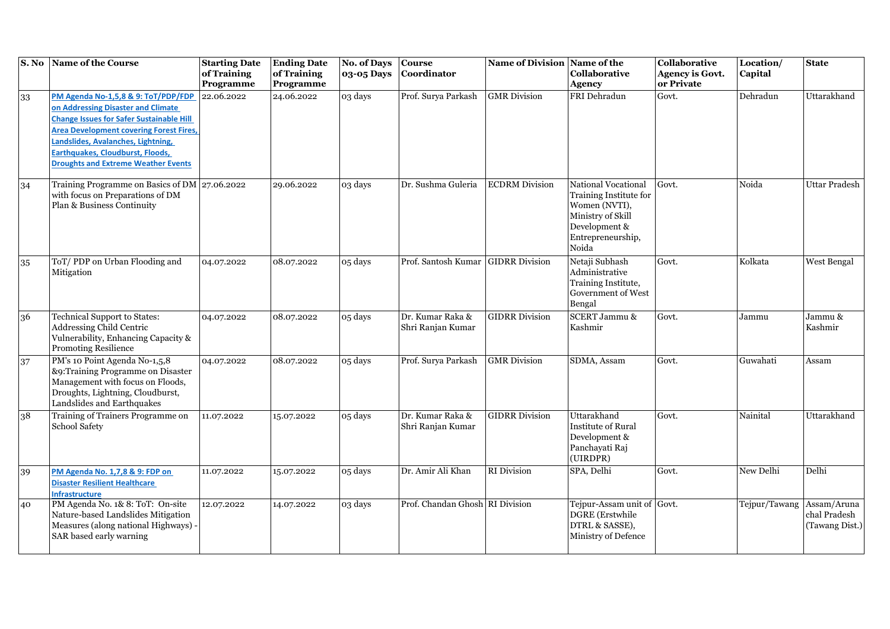| S. No | Name of the Course | Starting Date of Training Programme | Ending Date of Training Programme | No. of Days 03-05 Days | Course Coordinator | Name of Division | Name of the Collaborative Agency | Collaborative Agency is Govt. or Private | Location/ Capital | State |
|---|---|---|---|---|---|---|---|---|---|---|
| 33 | PM Agenda No-1,5,8 & 9: ToT/PDP/FDP on Addressing Disaster and Climate Change Issues for Safer Sustainable Hill Area Development covering Forest Fires, Landslides, Avalanches, Lightning, Earthquakes, Cloudburst, Floods, Droughts and Extreme Weather Events | 22.06.2022 | 24.06.2022 | 03 days | Prof. Surya Parkash | GMR Division | FRI Dehradun | Govt. | Dehradun | Uttarakhand |
| 34 | Training Programme on Basics of DM with focus on Preparations of DM Plan & Business Continuity | 27.06.2022 | 29.06.2022 | 03 days | Dr. Sushma Guleria | ECDRM Division | National Vocational Training Institute for Women (NVTI), Ministry of Skill Development & Entrepreneurship, Noida | Govt. | Noida | Uttar Pradesh |
| 35 | ToT/ PDP on Urban Flooding and Mitigation | 04.07.2022 | 08.07.2022 | 05 days | Prof. Santosh Kumar | GIDRR Division | Netaji Subhash Administrative Training Institute, Government of West Bengal | Govt. | Kolkata | West Bengal |
| 36 | Technical Support to States: Addressing Child Centric Vulnerability, Enhancing Capacity & Promoting Resilience | 04.07.2022 | 08.07.2022 | 05 days | Dr. Kumar Raka & Shri Ranjan Kumar | GIDRR Division | SCERT Jammu & Kashmir | Govt. | Jammu | Jammu & Kashmir |
| 37 | PM's 10 Point Agenda No-1,5,8 &9:Training Programme on Disaster Management with focus on Floods, Droughts, Lightning, Cloudburst, Landslides and Earthquakes | 04.07.2022 | 08.07.2022 | 05 days | Prof. Surya Parkash | GMR Division | SDMA, Assam | Govt. | Guwahati | Assam |
| 38 | Training of Trainers Programme on School Safety | 11.07.2022 | 15.07.2022 | 05 days | Dr. Kumar Raka & Shri Ranjan Kumar | GIDRR Division | Uttarakhand Institute of Rural Development & Panchayati Raj (UIRDPR) | Govt. | Nainital | Uttarakhand |
| 39 | PM Agenda No. 1,7,8 & 9: FDP on Disaster Resilient Healthcare Infrastructure | 11.07.2022 | 15.07.2022 | 05 days | Dr. Amir Ali Khan | RI Division | SPA, Delhi | Govt. | New Delhi | Delhi |
| 40 | PM Agenda No. 1& 8: ToT: On-site Nature-based Landslides Mitigation Measures (along national Highways) - SAR based early warning | 12.07.2022 | 14.07.2022 | 03 days | Prof. Chandan Ghosh | RI Division | Tejpur-Assam unit of DGRE (Erstwhile DTRL & SASSE), Ministry of Defence | Govt. | Tejpur/Tawang | Assam/Arunachal Pradesh (Tawang Dist.) |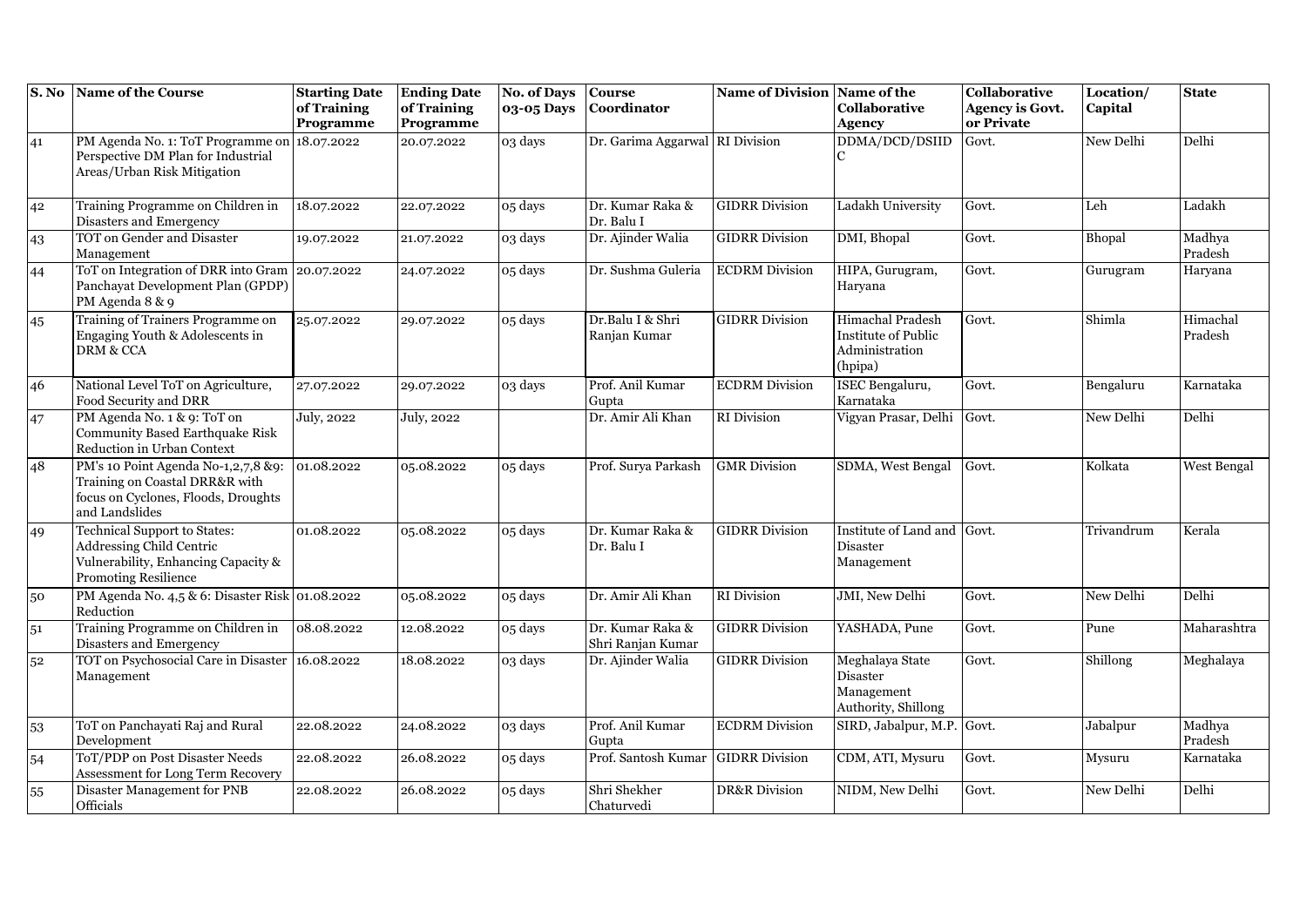| S. No | Name of the Course | Starting Date of Training Programme | Ending Date of Training Programme | No. of Days 03-05 Days | Course Coordinator | Name of Division | Name of the Collaborative Agency | Collaborative Agency is Govt. or Private | Location/ Capital | State |
|---|---|---|---|---|---|---|---|---|---|---|
| 41 | PM Agenda No. 1: ToT Programme on Perspective DM Plan for Industrial Areas/Urban Risk Mitigation | 18.07.2022 | 20.07.2022 | 03 days | Dr. Garima Aggarwal | RI Division | DDMA/DCD/DSIIDC | Govt. | New Delhi | Delhi |
| 42 | Training Programme on Children in Disasters and Emergency | 18.07.2022 | 22.07.2022 | 05 days | Dr. Kumar Raka & Dr. Balu I | GIDRR Division | Ladakh University | Govt. | Leh | Ladakh |
| 43 | TOT on Gender and Disaster Management | 19.07.2022 | 21.07.2022 | 03 days | Dr. Ajinder Walia | GIDRR Division | DMI, Bhopal | Govt. | Bhopal | Madhya Pradesh |
| 44 | ToT on Integration of DRR into Gram Panchayat Development Plan (GPDP) PM Agenda 8 & 9 | 20.07.2022 | 24.07.2022 | 05 days | Dr. Sushma Guleria | ECDRM Division | HIPA, Gurugram, Haryana | Govt. | Gurugram | Haryana |
| 45 | Training of Trainers Programme on Engaging Youth & Adolescents in DRM & CCA | 25.07.2022 | 29.07.2022 | 05 days | Dr.Balu I & Shri Ranjan Kumar | GIDRR Division | Himachal Pradesh Institute of Public Administration (hpipa) | Govt. | Shimla | Himachal Pradesh |
| 46 | National Level ToT on Agriculture, Food Security and DRR | 27.07.2022 | 29.07.2022 | 03 days | Prof. Anil Kumar Gupta | ECDRM Division | ISEC Bengaluru, Karnataka | Govt. | Bengaluru | Karnataka |
| 47 | PM Agenda No. 1 & 9: ToT on Community Based Earthquake Risk Reduction in Urban Context | July, 2022 | July, 2022 | | Dr. Amir Ali Khan | RI Division | Vigyan Prasar, Delhi | Govt. | New Delhi | Delhi |
| 48 | PM's 10 Point Agenda No-1,2,7,8 &9: Training on Coastal DRR&R with focus on Cyclones, Floods, Droughts and Landslides | 01.08.2022 | 05.08.2022 | 05 days | Prof. Surya Parkash | GMR Division | SDMA, West Bengal | Govt. | Kolkata | West Bengal |
| 49 | Technical Support to States: Addressing Child Centric Vulnerability, Enhancing Capacity & Promoting Resilience | 01.08.2022 | 05.08.2022 | 05 days | Dr. Kumar Raka & Dr. Balu I | GIDRR Division | Institute of Land and Disaster Management | Govt. | Trivandrum | Kerala |
| 50 | PM Agenda No. 4,5 & 6: Disaster Risk Reduction | 01.08.2022 | 05.08.2022 | 05 days | Dr. Amir Ali Khan | RI Division | JMI, New Delhi | Govt. | New Delhi | Delhi |
| 51 | Training Programme on Children in Disasters and Emergency | 08.08.2022 | 12.08.2022 | 05 days | Dr. Kumar Raka & Shri Ranjan Kumar | GIDRR Division | YASHADA, Pune | Govt. | Pune | Maharashtra |
| 52 | TOT on Psychosocial Care in Disaster Management | 16.08.2022 | 18.08.2022 | 03 days | Dr. Ajinder Walia | GIDRR Division | Meghalaya State Disaster Management Authority, Shillong | Govt. | Shillong | Meghalaya |
| 53 | ToT on Panchayati Raj and Rural Development | 22.08.2022 | 24.08.2022 | 03 days | Prof. Anil Kumar Gupta | ECDRM Division | SIRD, Jabalpur, M.P. | Govt. | Jabalpur | Madhya Pradesh |
| 54 | ToT/PDP on Post Disaster Needs Assessment for Long Term Recovery | 22.08.2022 | 26.08.2022 | 05 days | Prof. Santosh Kumar | GIDRR Division | CDM, ATI, Mysuru | Govt. | Mysuru | Karnataka |
| 55 | Disaster Management for PNB Officials | 22.08.2022 | 26.08.2022 | 05 days | Shri Shekher Chaturvedi | DR&R Division | NIDM, New Delhi | Govt. | New Delhi | Delhi |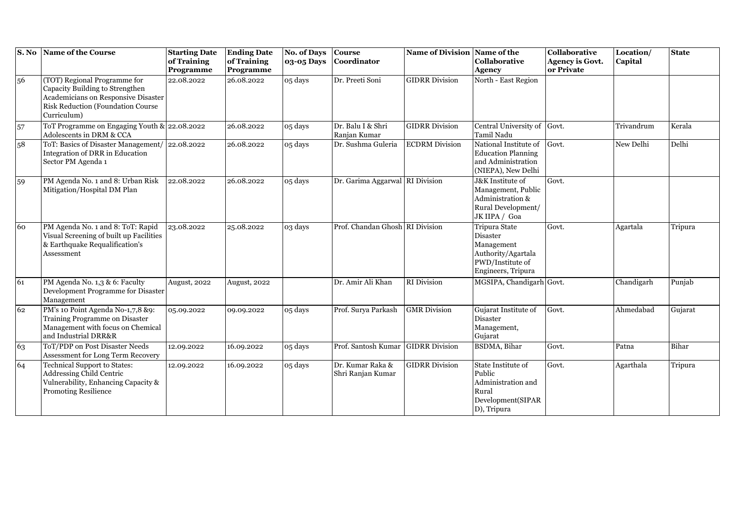| S. No | Name of the Course | Starting Date of Training Programme | Ending Date of Training Programme | No. of Days 03-05 Days | Course Coordinator | Name of Division | Name of the Collaborative Agency | Collaborative Agency is Govt. or Private | Location/ Capital | State |
|---|---|---|---|---|---|---|---|---|---|---|
| 56 | (TOT) Regional Programme for Capacity Building to Strengthen Academicians on Responsive Disaster Risk Reduction (Foundation Course Curriculum) | 22.08.2022 | 26.08.2022 | 05 days | Dr. Preeti Soni | GIDRR Division | North - East Region | | | |
| 57 | ToT Programme on Engaging Youth & Adolescents in DRM & CCA | 22.08.2022 | 26.08.2022 | 05 days | Dr. Balu I & Shri Ranjan Kumar | GIDRR Division | Central University of Tamil Nadu | Govt. | Trivandrum | Kerala |
| 58 | ToT: Basics of Disaster Management/ Integration of DRR in Education Sector PM Agenda 1 | 22.08.2022 | 26.08.2022 | 05 days | Dr. Sushma Guleria | ECDRM Division | National Institute of Education Planning and Administration (NIEPA), New Delhi | Govt. | New Delhi | Delhi |
| 59 | PM Agenda No. 1 and 8: Urban Risk Mitigation/Hospital DM Plan | 22.08.2022 | 26.08.2022 | 05 days | Dr. Garima Aggarwal | RI Division | J&K Institute of Management, Public Administration & Rural Development/ JK IIPA / Goa | Govt. | | |
| 60 | PM Agenda No. 1 and 8: ToT: Rapid Visual Screening of built up Facilities & Earthquake Requalification's Assessment | 23.08.2022 | 25.08.2022 | 03 days | Prof. Chandan Ghosh | RI Division | Tripura State Disaster Management Authority/Agartala PWD/Institute of Engineers, Tripura | Govt. | Agartala | Tripura |
| 61 | PM Agenda No. 1,3 & 6: Faculty Development Programme for Disaster Management | August, 2022 | August, 2022 | | Dr. Amir Ali Khan | RI Division | MGSIPA, Chandigarh | Govt. | Chandigarh | Punjab |
| 62 | PM's 10 Point Agenda No-1,7,8 &9: Training Programme on Disaster Management with focus on Chemical and Industrial DRR&R | 05.09.2022 | 09.09.2022 | 05 days | Prof. Surya Parkash | GMR Division | Gujarat Institute of Disaster Management, Gujarat | Govt. | Ahmedabad | Gujarat |
| 63 | ToT/PDP on Post Disaster Needs Assessment for Long Term Recovery | 12.09.2022 | 16.09.2022 | 05 days | Prof. Santosh Kumar | GIDRR Division | BSDMA, Bihar | Govt. | Patna | Bihar |
| 64 | Technical Support to States: Addressing Child Centric Vulnerability, Enhancing Capacity & Promoting Resilience | 12.09.2022 | 16.09.2022 | 05 days | Dr. Kumar Raka & Shri Ranjan Kumar | GIDRR Division | State Institute of Public Administration and Rural Development(SIPARD), Tripura | Govt. | Agarthala | Tripura |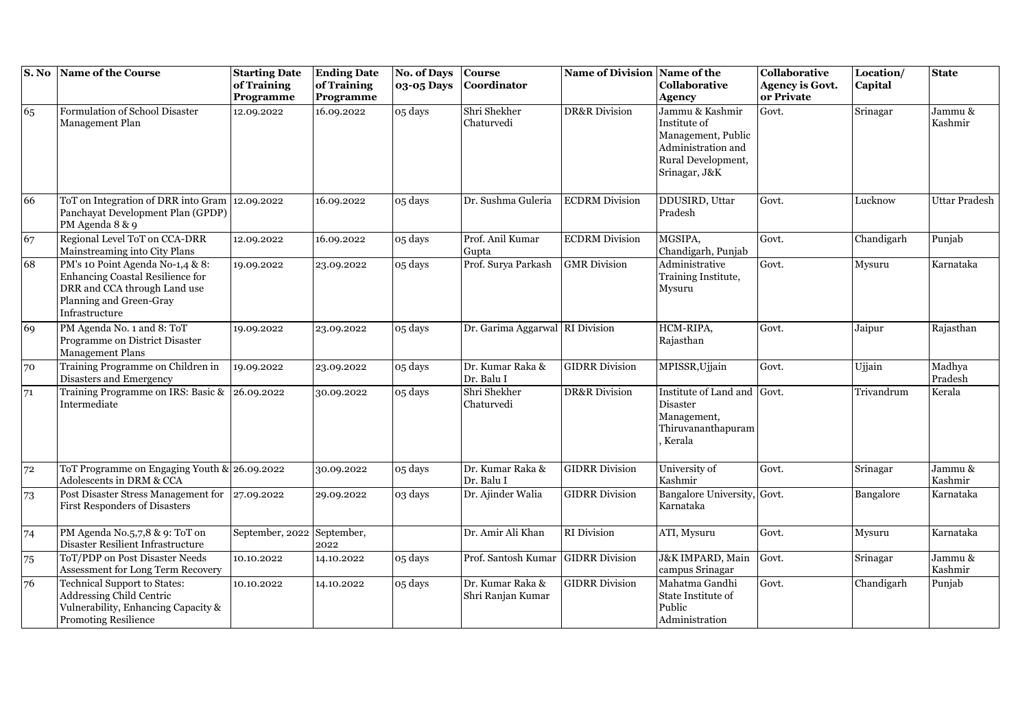| S. No | Name of the Course | Starting Date of Training Programme | Ending Date of Training Programme | No. of Days 03-05 Days | Course Coordinator | Name of Division | Name of the Collaborative Agency | Collaborative Agency is Govt. or Private | Location/ Capital | State |
|---|---|---|---|---|---|---|---|---|---|---|
| 65 | Formulation of School Disaster Management Plan | 12.09.2022 | 16.09.2022 | 05 days | Shri Shekher Chaturvedi | DR&R Division | Jammu & Kashmir Institute of Management, Public Administration and Rural Development, Srinagar, J&K | Govt. | Srinagar | Jammu & Kashmir |
| 66 | ToT on Integration of DRR into Gram Panchayat Development Plan (GPDP) PM Agenda 8 & 9 | 12.09.2022 | 16.09.2022 | 05 days | Dr. Sushma Guleria | ECDRM Division | DDUSIRD, Uttar Pradesh | Govt. | Lucknow | Uttar Pradesh |
| 67 | Regional Level ToT on CCA-DRR Mainstreaming into City Plans | 12.09.2022 | 16.09.2022 | 05 days | Prof. Anil Kumar Gupta | ECDRM Division | MGSIPA, Chandigarh, Punjab | Govt. | Chandigarh | Punjab |
| 68 | PM's 10 Point Agenda No-1,4 & 8: Enhancing Coastal Resilience for DRR and CCA through Land use Planning and Green-Gray Infrastructure | 19.09.2022 | 23.09.2022 | 05 days | Prof. Surya Parkash | GMR Division | Administrative Training Institute, Mysuru | Govt. | Mysuru | Karnataka |
| 69 | PM Agenda No. 1 and 8: ToT Programme on District Disaster Management Plans | 19.09.2022 | 23.09.2022 | 05 days | Dr. Garima Aggarwal | RI Division | HCM-RIPA, Rajasthan | Govt. | Jaipur | Rajasthan |
| 70 | Training Programme on Children in Disasters and Emergency | 19.09.2022 | 23.09.2022 | 05 days | Dr. Kumar Raka & Dr. Balu I | GIDRR Division | MPISSR,Ujjain | Govt. | Ujjain | Madhya Pradesh |
| 71 | Training Programme on IRS: Basic & Intermediate | 26.09.2022 | 30.09.2022 | 05 days | Shri Shekher Chaturvedi | DR&R Division | Institute of Land and Disaster Management, Thiruvananthapuram, Kerala | Govt. | Trivandrum | Kerala |
| 72 | ToT Programme on Engaging Youth & Adolescents in DRM & CCA | 26.09.2022 | 30.09.2022 | 05 days | Dr. Kumar Raka & Dr. Balu I | GIDRR Division | University of Kashmir | Govt. | Srinagar | Jammu & Kashmir |
| 73 | Post Disaster Stress Management for First Responders of Disasters | 27.09.2022 | 29.09.2022 | 03 days | Dr. Ajinder Walia | GIDRR Division | Bangalore University, Karnataka | Govt. | Bangalore | Karnataka |
| 74 | PM Agenda No.5,7,8 & 9: ToT on Disaster Resilient Infrastructure | September, 2022 | September, 2022 | | Dr. Amir Ali Khan | RI Division | ATI, Mysuru | Govt. | Mysuru | Karnataka |
| 75 | ToT/PDP on Post Disaster Needs Assessment for Long Term Recovery | 10.10.2022 | 14.10.2022 | 05 days | Prof. Santosh Kumar | GIDRR Division | J&K IMPARD, Main campus Srinagar | Govt. | Srinagar | Jammu & Kashmir |
| 76 | Technical Support to States: Addressing Child Centric Vulnerability, Enhancing Capacity & Promoting Resilience | 10.10.2022 | 14.10.2022 | 05 days | Dr. Kumar Raka & Shri Ranjan Kumar | GIDRR Division | Mahatma Gandhi State Institute of Public Administration | Govt. | Chandigarh | Punjab |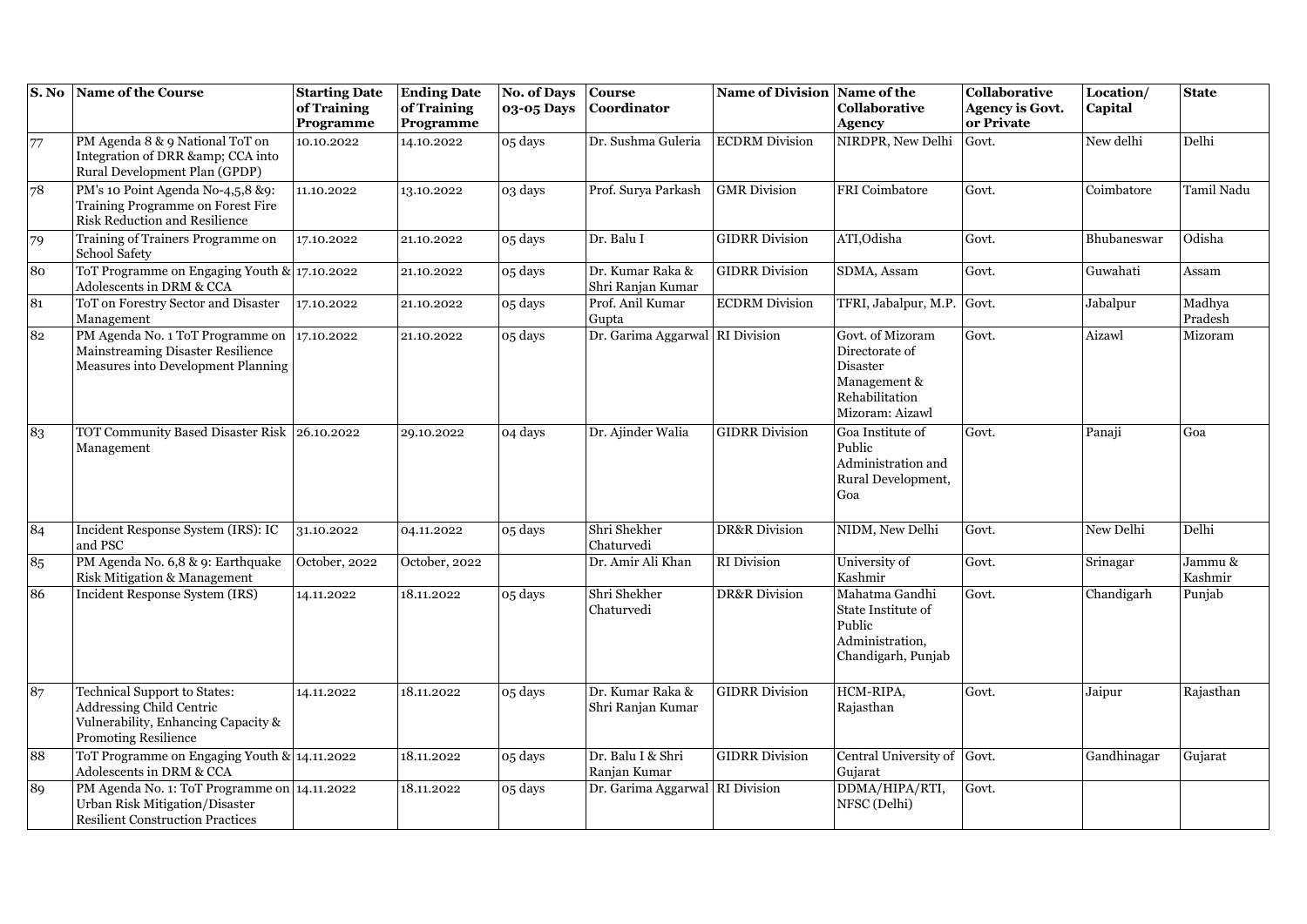| S. No | Name of the Course | Starting Date of Training Programme | Ending Date of Training Programme | No. of Days 03-05 Days | Course Coordinator | Name of Division | Name of the Collaborative Agency | Collaborative Agency is Govt. or Private | Location/ Capital | State |
|---|---|---|---|---|---|---|---|---|---|---|
| 77 | PM Agenda 8 & 9 National ToT on Integration of DRR &amp; CCA into Rural Development Plan (GPDP) | 10.10.2022 | 14.10.2022 | 05 days | Dr. Sushma Guleria | ECDRM Division | NIRDPR, New Delhi | Govt. | New delhi | Delhi |
| 78 | PM's 10 Point Agenda No-4,5,8 &9: Training Programme on Forest Fire Risk Reduction and Resilience | 11.10.2022 | 13.10.2022 | 03 days | Prof. Surya Parkash | GMR Division | FRI Coimbatore | Govt. | Coimbatore | Tamil Nadu |
| 79 | Training of Trainers Programme on School Safety | 17.10.2022 | 21.10.2022 | 05 days | Dr. Balu I | GIDRR Division | ATI,Odisha | Govt. | Bhubaneswar | Odisha |
| 80 | ToT Programme on Engaging Youth & Adolescents in DRM & CCA | 17.10.2022 | 21.10.2022 | 05 days | Dr. Kumar Raka & Shri Ranjan Kumar | GIDRR Division | SDMA, Assam | Govt. | Guwahati | Assam |
| 81 | ToT on Forestry Sector and Disaster Management | 17.10.2022 | 21.10.2022 | 05 days | Prof. Anil Kumar Gupta | ECDRM Division | TFRI, Jabalpur, M.P. | Govt. | Jabalpur | Madhya Pradesh |
| 82 | PM Agenda No. 1 ToT Programme on Mainstreaming Disaster Resilience Measures into Development Planning | 17.10.2022 | 21.10.2022 | 05 days | Dr. Garima Aggarwal | RI Division | Govt. of Mizoram Directorate of Disaster Management & Rehabilitation Mizoram: Aizawl | Govt. | Aizawl | Mizoram |
| 83 | TOT Community Based Disaster Risk Management | 26.10.2022 | 29.10.2022 | 04 days | Dr. Ajinder Walia | GIDRR Division | Goa Institute of Public Administration and Rural Development, Goa | Govt. | Panaji | Goa |
| 84 | Incident Response System (IRS): IC and PSC | 31.10.2022 | 04.11.2022 | 05 days | Shri Shekher Chaturvedi | DR&R Division | NIDM, New Delhi | Govt. | New Delhi | Delhi |
| 85 | PM Agenda No. 6,8 & 9: Earthquake Risk Mitigation & Management | October, 2022 | October, 2022 | | Dr. Amir Ali Khan | RI Division | University of Kashmir | Govt. | Srinagar | Jammu & Kashmir |
| 86 | Incident Response System (IRS) | 14.11.2022 | 18.11.2022 | 05 days | Shri Shekher Chaturvedi | DR&R Division | Mahatma Gandhi State Institute of Public Administration, Chandigarh, Punjab | Govt. | Chandigarh | Punjab |
| 87 | Technical Support to States: Addressing Child Centric Vulnerability, Enhancing Capacity & Promoting Resilience | 14.11.2022 | 18.11.2022 | 05 days | Dr. Kumar Raka & Shri Ranjan Kumar | GIDRR Division | HCM-RIPA, Rajasthan | Govt. | Jaipur | Rajasthan |
| 88 | ToT Programme on Engaging Youth & Adolescents in DRM & CCA | 14.11.2022 | 18.11.2022 | 05 days | Dr. Balu I & Shri Ranjan Kumar | GIDRR Division | Central University of Gujarat | Govt. | Gandhinagar | Gujarat |
| 89 | PM Agenda No. 1: ToT Programme on Urban Risk Mitigation/Disaster Resilient Construction Practices | 14.11.2022 | 18.11.2022 | 05 days | Dr. Garima Aggarwal | RI Division | DDMA/HIPA/RTI, NFSC (Delhi) | Govt. | | |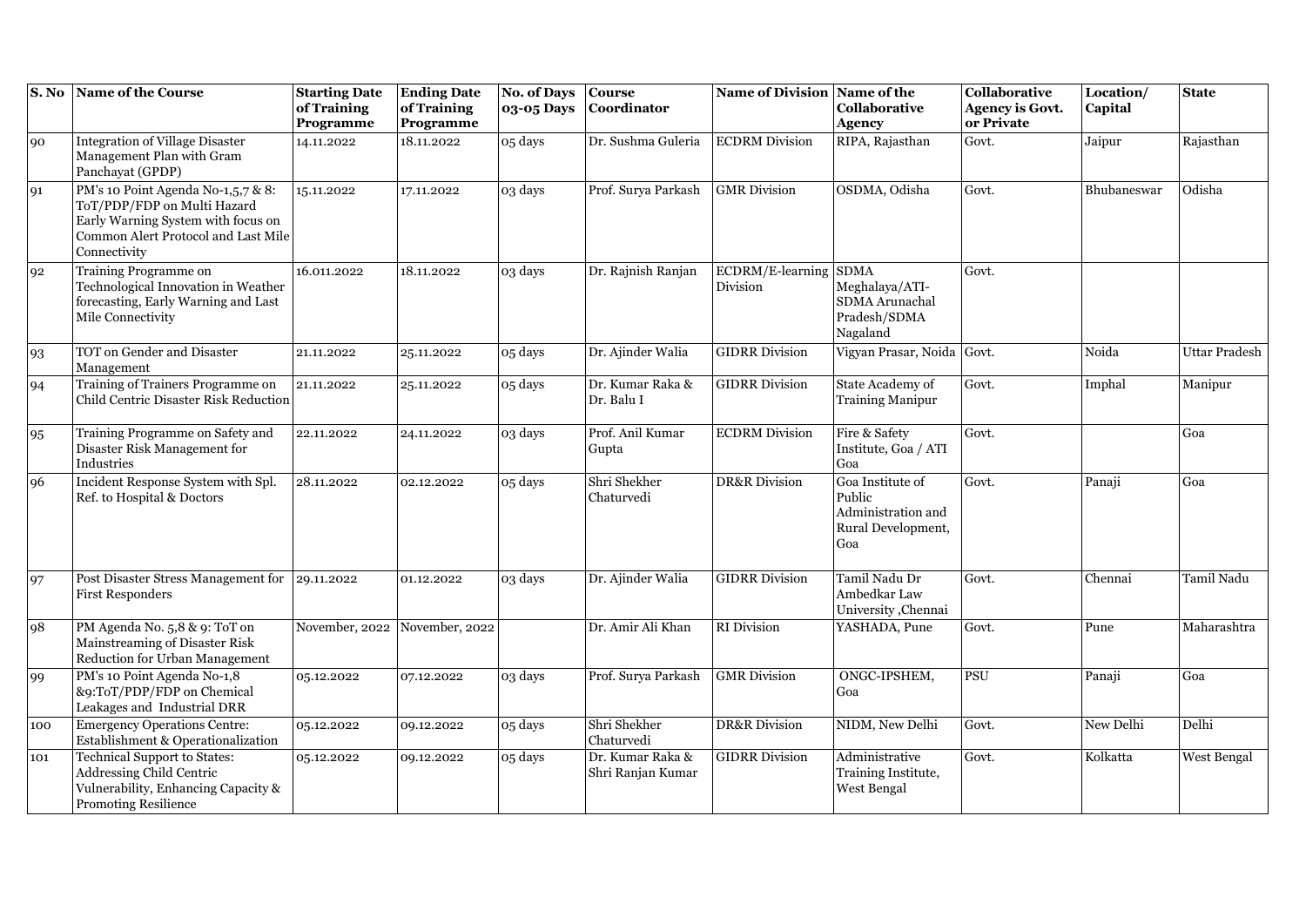| S. No | Name of the Course | Starting Date of Training Programme | Ending Date of Training Programme | No. of Days 03-05 Days | Course Coordinator | Name of Division | Name of the Collaborative Agency | Collaborative Agency is Govt. or Private | Location/ Capital | State |
|---|---|---|---|---|---|---|---|---|---|---|
| 90 | Integration of Village Disaster Management Plan with Gram Panchayat (GPDP) | 14.11.2022 | 18.11.2022 | 05 days | Dr. Sushma Guleria | ECDRM Division | RIPA, Rajasthan | Govt. | Jaipur | Rajasthan |
| 91 | PM's 10 Point Agenda No-1,5,7 & 8: ToT/PDP/FDP on Multi Hazard Early Warning System with focus on Common Alert Protocol and Last Mile Connectivity | 15.11.2022 | 17.11.2022 | 03 days | Prof. Surya Parkash | GMR Division | OSDMA, Odisha | Govt. | Bhubaneswar | Odisha |
| 92 | Training Programme on Technological Innovation in Weather forecasting, Early Warning and Last Mile Connectivity | 16.011.2022 | 18.11.2022 | 03 days | Dr. Rajnish Ranjan | ECDRM/E-learning Division | SDMA Meghalaya/ATI-SDMA Arunachal Pradesh/SDMA Nagaland | Govt. | | |
| 93 | TOT on Gender and Disaster Management | 21.11.2022 | 25.11.2022 | 05 days | Dr. Ajinder Walia | GIDRR Division | Vigyan Prasar, Noida | Govt. | Noida | Uttar Pradesh |
| 94 | Training of Trainers Programme on Child Centric Disaster Risk Reduction | 21.11.2022 | 25.11.2022 | 05 days | Dr. Kumar Raka & Dr. Balu I | GIDRR Division | State Academy of Training Manipur | Govt. | Imphal | Manipur |
| 95 | Training Programme on Safety and Disaster Risk Management for Industries | 22.11.2022 | 24.11.2022 | 03 days | Prof. Anil Kumar Gupta | ECDRM Division | Fire & Safety Institute, Goa / ATI Goa | Govt. | | Goa |
| 96 | Incident Response System with Spl. Ref. to Hospital & Doctors | 28.11.2022 | 02.12.2022 | 05 days | Shri Shekher Chaturvedi | DR&R Division | Goa Institute of Public Administration and Rural Development, Goa | Govt. | Panaji | Goa |
| 97 | Post Disaster Stress Management for First Responders | 29.11.2022 | 01.12.2022 | 03 days | Dr. Ajinder Walia | GIDRR Division | Tamil Nadu Dr Ambedkar Law University ,Chennai | Govt. | Chennai | Tamil Nadu |
| 98 | PM Agenda No. 5,8 & 9: ToT on Mainstreaming of Disaster Risk Reduction for Urban Management | November, 2022 | November, 2022 | | Dr. Amir Ali Khan | RI Division | YASHADA, Pune | Govt. | Pune | Maharashtra |
| 99 | PM's 10 Point Agenda No-1,8 &9:ToT/PDP/FDP on Chemical Leakages and Industrial DRR | 05.12.2022 | 07.12.2022 | 03 days | Prof. Surya Parkash | GMR Division | ONGC-IPSHEM, Goa | PSU | Panaji | Goa |
| 100 | Emergency Operations Centre: Establishment & Operationalization | 05.12.2022 | 09.12.2022 | 05 days | Shri Shekher Chaturvedi | DR&R Division | NIDM, New Delhi | Govt. | New Delhi | Delhi |
| 101 | Technical Support to States: Addressing Child Centric Vulnerability, Enhancing Capacity & Promoting Resilience | 05.12.2022 | 09.12.2022 | 05 days | Dr. Kumar Raka & Shri Ranjan Kumar | GIDRR Division | Administrative Training Institute, West Bengal | Govt. | Kolkatta | West Bengal |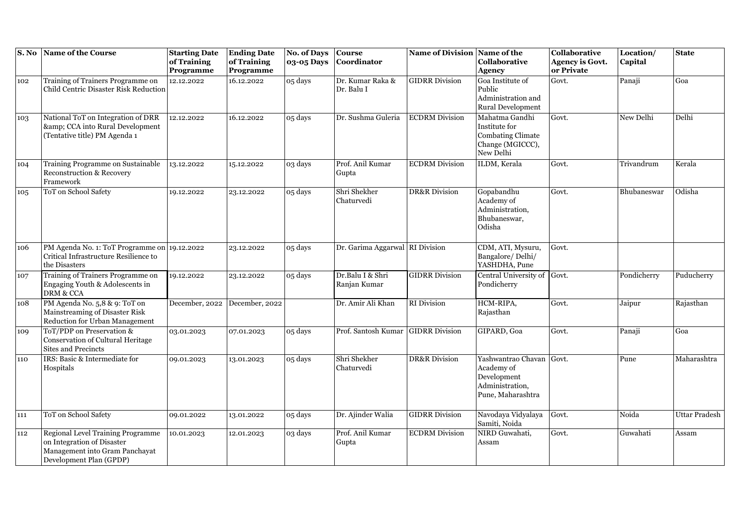| S. No | Name of the Course | Starting Date of Training Programme | Ending Date of Training Programme | No. of Days 03-05 Days | Course Coordinator | Name of Division | Name of the Collaborative Agency | Collaborative Agency is Govt. or Private | Location/ Capital | State |
|---|---|---|---|---|---|---|---|---|---|---|
| 102 | Training of Trainers Programme on Child Centric Disaster Risk Reduction | 12.12.2022 | 16.12.2022 | 05 days | Dr. Kumar Raka & Dr. Balu I | GIDRR Division | Goa Institute of Public Administration and Rural Development | Govt. | Panaji | Goa |
| 103 | National ToT on Integration of DRR &amp; CCA into Rural Development (Tentative title) PM Agenda 1 | 12.12.2022 | 16.12.2022 | 05 days | Dr. Sushma Guleria | ECDRM Division | Mahatma Gandhi Institute for Combating Climate Change (MGICCC), New Delhi | Govt. | New Delhi | Delhi |
| 104 | Training Programme on Sustainable Reconstruction & Recovery Framework | 13.12.2022 | 15.12.2022 | 03 days | Prof. Anil Kumar Gupta | ECDRM Division | ILDM, Kerala | Govt. | Trivandrum | Kerala |
| 105 | ToT on School Safety | 19.12.2022 | 23.12.2022 | 05 days | Shri Shekher Chaturvedi | DR&R Division | Gopabandhu Academy of Administration, Bhubaneswar, Odisha | Govt. | Bhubaneswar | Odisha |
| 106 | PM Agenda No. 1: ToT Programme on Critical Infrastructure Resilience to the Disasters | 19.12.2022 | 23.12.2022 | 05 days | Dr. Garima Aggarwal | RI Division | CDM, ATI, Mysuru, Bangalore/ Delhi/ YASHDHA, Pune | Govt. | | |
| 107 | Training of Trainers Programme on Engaging Youth & Adolescents in DRM & CCA | 19.12.2022 | 23.12.2022 | 05 days | Dr.Balu I & Shri Ranjan Kumar | GIDRR Division | Central University of Pondicherry | Govt. | Pondicherry | Puducherry |
| 108 | PM Agenda No. 5,8 & 9: ToT on Mainstreaming of Disaster Risk Reduction for Urban Management | December, 2022 | December, 2022 | | Dr. Amir Ali Khan | RI Division | HCM-RIPA, Rajasthan | Govt. | Jaipur | Rajasthan |
| 109 | ToT/PDP on Preservation & Conservation of Cultural Heritage Sites and Precincts | 03.01.2023 | 07.01.2023 | 05 days | Prof. Santosh Kumar | GIDRR Division | GIPARD, Goa | Govt. | Panaji | Goa |
| 110 | IRS: Basic & Intermediate for Hospitals | 09.01.2023 | 13.01.2023 | 05 days | Shri Shekher Chaturvedi | DR&R Division | Yashwantrao Chavan Academy of Development Administration, Pune, Maharashtra | Govt. | Pune | Maharashtra |
| 111 | ToT on School Safety | 09.01.2022 | 13.01.2022 | 05 days | Dr. Ajinder Walia | GIDRR Division | Navodaya Vidyalaya Samiti, Noida | Govt. | Noida | Uttar Pradesh |
| 112 | Regional Level Training Programme on Integration of Disaster Management into Gram Panchayat Development Plan (GPDP) | 10.01.2023 | 12.01.2023 | 03 days | Prof. Anil Kumar Gupta | ECDRM Division | NIRD Guwahati, Assam | Govt. | Guwahati | Assam |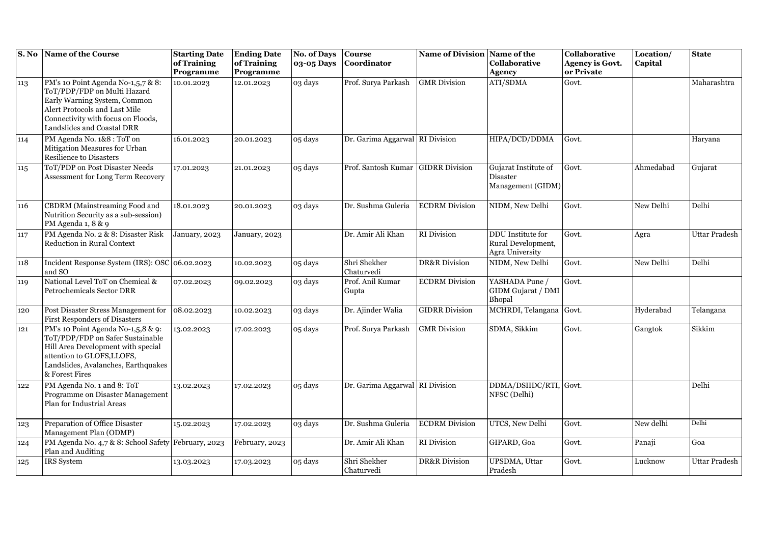| S. No | Name of the Course | Starting Date of Training Programme | Ending Date of Training Programme | No. of Days 03-05 Days | Course Coordinator | Name of Division | Name of the Collaborative Agency | Collaborative Agency is Govt. or Private | Location/ Capital | State |
|---|---|---|---|---|---|---|---|---|---|---|
| 113 | PM's 10 Point Agenda No-1,5,7 & 8: ToT/PDP/FDP on Multi Hazard Early Warning System, Common Alert Protocols and Last Mile Connectivity with focus on Floods, Landslides and Coastal DRR | 10.01.2023 | 12.01.2023 | 03 days | Prof. Surya Parkash | GMR Division | ATI/SDMA | Govt. | | Maharashtra |
| 114 | PM Agenda No. 1&8 : ToT on Mitigation Measures for Urban Resilience to Disasters | 16.01.2023 | 20.01.2023 | 05 days | Dr. Garima Aggarwal | RI Division | HIPA/DCD/DDMA | Govt. | | Haryana |
| 115 | ToT/PDP on Post Disaster Needs Assessment for Long Term Recovery | 17.01.2023 | 21.01.2023 | 05 days | Prof. Santosh Kumar | GIDRR Division | Gujarat Institute of Disaster Management (GIDM) | Govt. | Ahmedabad | Gujarat |
| 116 | CBDRM (Mainstreaming Food and Nutrition Security as a sub-session) PM Agenda 1, 8 & 9 | 18.01.2023 | 20.01.2023 | 03 days | Dr. Sushma Guleria | ECDRM Division | NIDM, New Delhi | Govt. | New Delhi | Delhi |
| 117 | PM Agenda No. 2 & 8: Disaster Risk Reduction in Rural Context | January, 2023 | January, 2023 | | Dr. Amir Ali Khan | RI Division | DDU Institute for Rural Development, Agra University | Govt. | Agra | Uttar Pradesh |
| 118 | Incident Response System (IRS): OSC and SO | 06.02.2023 | 10.02.2023 | 05 days | Shri Shekher Chaturvedi | DR&R Division | NIDM, New Delhi | Govt. | New Delhi | Delhi |
| 119 | National Level ToT on Chemical & Petrochemicals Sector DRR | 07.02.2023 | 09.02.2023 | 03 days | Prof. Anil Kumar Gupta | ECDRM Division | YASHADA Pune / GIDM Gujarat / DMI Bhopal | Govt. | | |
| 120 | Post Disaster Stress Management for First Responders of Disasters | 08.02.2023 | 10.02.2023 | 03 days | Dr. Ajinder Walia | GIDRR Division | MCHRDI, Telangana | Govt. | Hyderabad | Telangana |
| 121 | PM's 10 Point Agenda No-1,5,8 & 9: ToT/PDP/FDP on Safer Sustainable Hill Area Development with special attention to GLOFS,LLOFS, Landslides, Avalanches, Earthquakes & Forest Fires | 13.02.2023 | 17.02.2023 | 05 days | Prof. Surya Parkash | GMR Division | SDMA, Sikkim | Govt. | Gangtok | Sikkim |
| 122 | PM Agenda No. 1 and 8: ToT Programme on Disaster Management Plan for Industrial Areas | 13.02.2023 | 17.02.2023 | 05 days | Dr. Garima Aggarwal | RI Division | DDMA/DSIIDC/RTI, NFSC (Delhi) | Govt. | | Delhi |
| 123 | Preparation of Office Disaster Management Plan (ODMP) | 15.02.2023 | 17.02.2023 | 03 days | Dr. Sushma Guleria | ECDRM Division | UTCS, New Delhi | Govt. | New delhi | Delhi |
| 124 | PM Agenda No. 4,7 & 8: School Safety Plan and Auditing | February, 2023 | February, 2023 | | Dr. Amir Ali Khan | RI Division | GIPARD, Goa | Govt. | Panaji | Goa |
| 125 | IRS System | 13.03.2023 | 17.03.2023 | 05 days | Shri Shekher Chaturvedi | DR&R Division | UPSDMA, Uttar Pradesh | Govt. | Lucknow | Uttar Pradesh |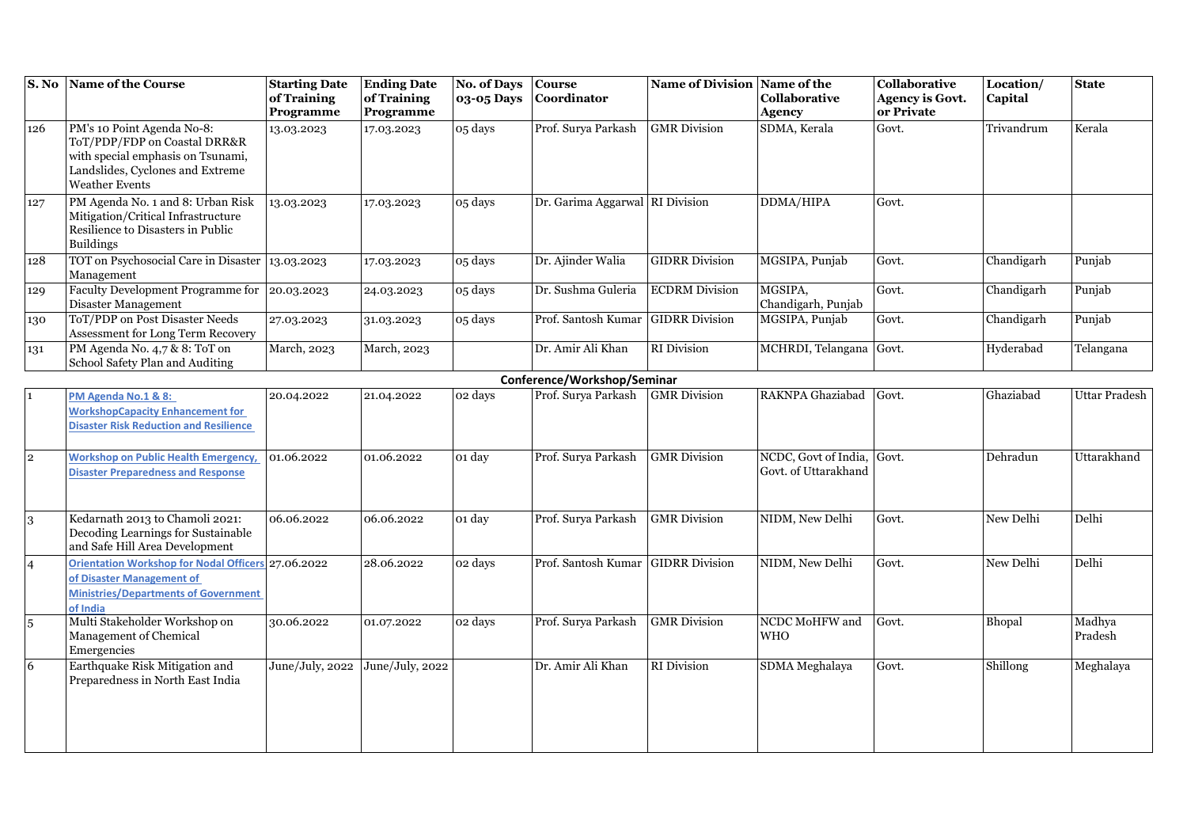| S. No | Name of the Course | Starting Date of Training Programme | Ending Date of Training Programme | No. of Days 03-05 Days | Course Coordinator | Name of Division | Name of the Collaborative Agency | Collaborative Agency is Govt. or Private | Location/ Capital | State |
|---|---|---|---|---|---|---|---|---|---|---|
| 126 | PM's 10 Point Agenda No-8: ToT/PDP/FDP on Coastal DRR&R with special emphasis on Tsunami, Landslides, Cyclones and Extreme Weather Events | 13.03.2023 | 17.03.2023 | 05 days | Prof. Surya Parkash | GMR Division | SDMA, Kerala | Govt. | Trivandrum | Kerala |
| 127 | PM Agenda No. 1 and 8: Urban Risk Mitigation/Critical Infrastructure Resilience to Disasters in Public Buildings | 13.03.2023 | 17.03.2023 | 05 days | Dr. Garima Aggarwal | RI Division | DDMA/HIPA | Govt. | | |
| 128 | TOT on Psychosocial Care in Disaster Management | 13.03.2023 | 17.03.2023 | 05 days | Dr. Ajinder Walia | GIDRR Division | MGSIPA, Punjab | Govt. | Chandigarh | Punjab |
| 129 | Faculty Development Programme for Disaster Management | 20.03.2023 | 24.03.2023 | 05 days | Dr. Sushma Guleria | ECDRM Division | MGSIPA, Chandigarh, Punjab | Govt. | Chandigarh | Punjab |
| 130 | ToT/PDP on Post Disaster Needs Assessment for Long Term Recovery | 27.03.2023 | 31.03.2023 | 05 days | Prof. Santosh Kumar | GIDRR Division | MGSIPA, Punjab | Govt. | Chandigarh | Punjab |
| 131 | PM Agenda No. 4,7 & 8: ToT on School Safety Plan and Auditing | March, 2023 | March, 2023 | | Dr. Amir Ali Khan | RI Division | MCHRDI, Telangana | Govt. | Hyderabad | Telangana |
| | **Conference/Workshop/Seminar** | | | | | | | | | |
| 1 | PM Agenda No.1 & 8: WorkshopCapacity Enhancement for Disaster Risk Reduction and Resilience | 20.04.2022 | 21.04.2022 | 02 days | Prof. Surya Parkash | GMR Division | RAKNPA Ghaziabad | Govt. | Ghaziabad | Uttar Pradesh |
| 2 | Workshop on Public Health Emergency, Disaster Preparedness and Response | 01.06.2022 | 01.06.2022 | 01 day | Prof. Surya Parkash | GMR Division | NCDC, Govt of India, Govt. of Uttarakhand | Govt. | Dehradun | Uttarakhand |
| 3 | Kedarnath 2013 to Chamoli 2021: Decoding Learnings for Sustainable and Safe Hill Area Development | 06.06.2022 | 06.06.2022 | 01 day | Prof. Surya Parkash | GMR Division | NIDM, New Delhi | Govt. | New Delhi | Delhi |
| 4 | Orientation Workshop for Nodal Officers of Disaster Management of Ministries/Departments of Government of India | 27.06.2022 | 28.06.2022 | 02 days | Prof. Santosh Kumar | GIDRR Division | NIDM, New Delhi | Govt. | New Delhi | Delhi |
| 5 | Multi Stakeholder Workshop on Management of Chemical Emergencies | 30.06.2022 | 01.07.2022 | 02 days | Prof. Surya Parkash | GMR Division | NCDC MoHFW and WHO | Govt. | Bhopal | Madhya Pradesh |
| 6 | Earthquake Risk Mitigation and Preparedness in North East India | June/July, 2022 | June/July, 2022 | | Dr. Amir Ali Khan | RI Division | SDMA Meghalaya | Govt. | Shillong | Meghalaya |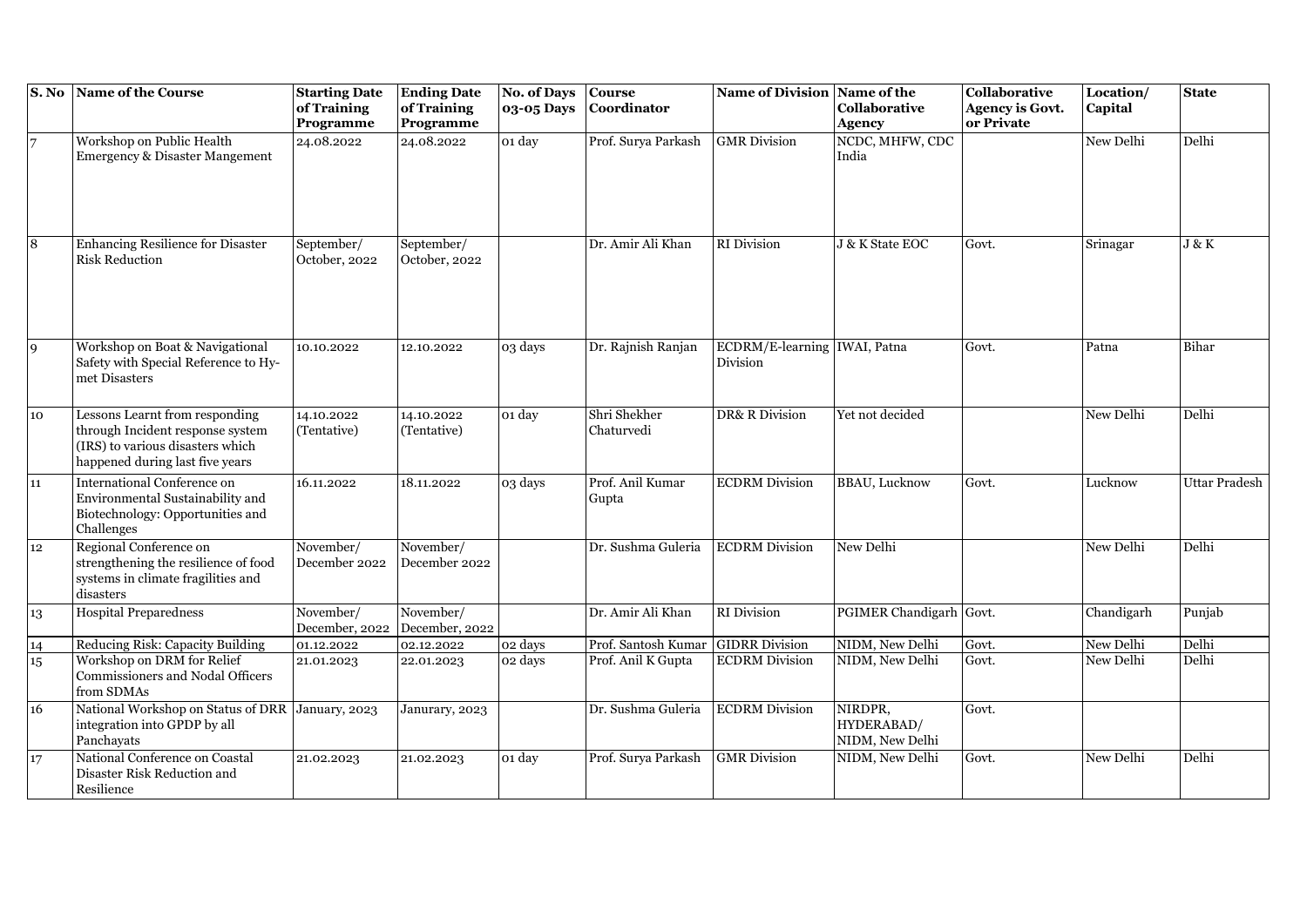| S. No | Name of the Course | Starting Date of Training Programme | Ending Date of Training Programme | No. of Days 03-05 Days | Course Coordinator | Name of Division | Name of the Collaborative Agency | Collaborative Agency is Govt. or Private | Location/ Capital | State |
|---|---|---|---|---|---|---|---|---|---|---|
| 7 | Workshop on Public Health Emergency & Disaster Mangement | 24.08.2022 | 24.08.2022 | 01 day | Prof. Surya Parkash | GMR Division | NCDC, MHFW, CDC India | | New Delhi | Delhi |
| 8 | Enhancing Resilience for Disaster Risk Reduction | September/ October, 2022 | September/ October, 2022 | | Dr. Amir Ali Khan | RI Division | J & K State EOC | Govt. | Srinagar | J & K |
| 9 | Workshop on Boat & Navigational Safety with Special Reference to Hy-met Disasters | 10.10.2022 | 12.10.2022 | 03 days | Dr. Rajnish Ranjan | ECDRM/E-learning Division | IWAI, Patna | Govt. | Patna | Bihar |
| 10 | Lessons Learnt from responding through Incident response system (IRS) to various disasters which happened during last five years | 14.10.2022 (Tentative) | 14.10.2022 (Tentative) | 01 day | Shri Shekher Chaturvedi | DR& R Division | Yet not decided | | New Delhi | Delhi |
| 11 | International Conference on Environmental Sustainability and Biotechnology: Opportunities and Challenges | 16.11.2022 | 18.11.2022 | 03 days | Prof. Anil Kumar Gupta | ECDRM Division | BBAU, Lucknow | Govt. | Lucknow | Uttar Pradesh |
| 12 | Regional Conference on strengthening the resilience of food systems in climate fragilities and disasters | November/ December 2022 | November/ December 2022 | | Dr. Sushma Guleria | ECDRM Division | New Delhi | | New Delhi | Delhi |
| 13 | Hospital Preparedness | November/ December, 2022 | November/ December, 2022 | | Dr. Amir Ali Khan | RI Division | PGIMER Chandigarh | Govt. | Chandigarh | Punjab |
| 14 | Reducing Risk: Capacity Building | 01.12.2022 | 02.12.2022 | 02 days | Prof. Santosh Kumar | GIDRR Division | NIDM, New Delhi | Govt. | New Delhi | Delhi |
| 15 | Workshop on DRM for Relief Commissioners and Nodal Officers from SDMAs | 21.01.2023 | 22.01.2023 | 02 days | Prof. Anil K Gupta | ECDRM Division | NIDM, New Delhi | Govt. | New Delhi | Delhi |
| 16 | National Workshop on Status of DRR integration into GPDP by all Panchayats | January, 2023 | Janurary, 2023 | | Dr. Sushma Guleria | ECDRM Division | NIRDPR, HYDERABAD/ NIDM, New Delhi | Govt. | | |
| 17 | National Conference on Coastal Disaster Risk Reduction and Resilience | 21.02.2023 | 21.02.2023 | 01 day | Prof. Surya Parkash | GMR Division | NIDM, New Delhi | Govt. | New Delhi | Delhi |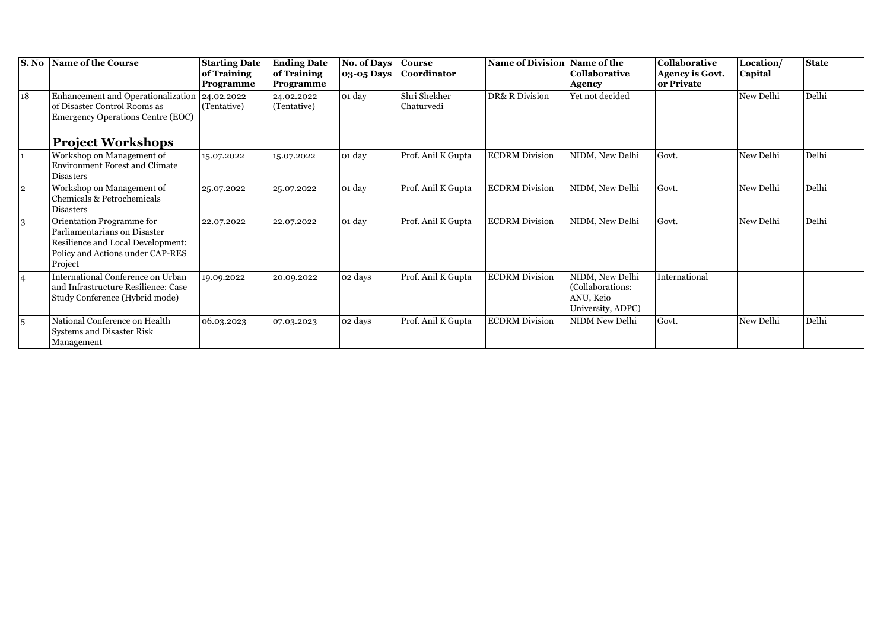| S. No | Name of the Course | Starting Date of Training Programme | Ending Date of Training Programme | No. of Days 03-05 Days | Course Coordinator | Name of Division | Name of the Collaborative Agency | Collaborative Agency is Govt. or Private | Location/ Capital | State |
|---|---|---|---|---|---|---|---|---|---|---|
| 18 | Enhancement and Operationalization of Disaster Control Rooms as Emergency Operations Centre (EOC) | 24.02.2022 (Tentative) | 24.02.2022 (Tentative) | 01 day | Shri Shekher Chaturvedi | DR& R Division | Yet not decided | | New Delhi | Delhi |
| | **Project Workshops** | | | | | | | | | |
| 1 | Workshop on Management of Environment Forest and Climate Disasters | 15.07.2022 | 15.07.2022 | 01 day | Prof. Anil K Gupta | ECDRM Division | NIDM, New Delhi | Govt. | New Delhi | Delhi |
| 2 | Workshop on Management of Chemicals & Petrochemicals Disasters | 25.07.2022 | 25.07.2022 | 01 day | Prof. Anil K Gupta | ECDRM Division | NIDM, New Delhi | Govt. | New Delhi | Delhi |
| 3 | Orientation Programme for Parliamentarians on Disaster Resilience and Local Development: Policy and Actions under CAP-RES Project | 22.07.2022 | 22.07.2022 | 01 day | Prof. Anil K Gupta | ECDRM Division | NIDM, New Delhi | Govt. | New Delhi | Delhi |
| 4 | International Conference on Urban and Infrastructure Resilience: Case Study Conference (Hybrid mode) | 19.09.2022 | 20.09.2022 | 02 days | Prof. Anil K Gupta | ECDRM Division | NIDM, New Delhi (Collaborations: ANU, Keio University, ADPC) | International | | |
| 5 | National Conference on Health Systems and Disaster Risk Management | 06.03.2023 | 07.03.2023 | 02 days | Prof. Anil K Gupta | ECDRM Division | NIDM New Delhi | Govt. | New Delhi | Delhi |